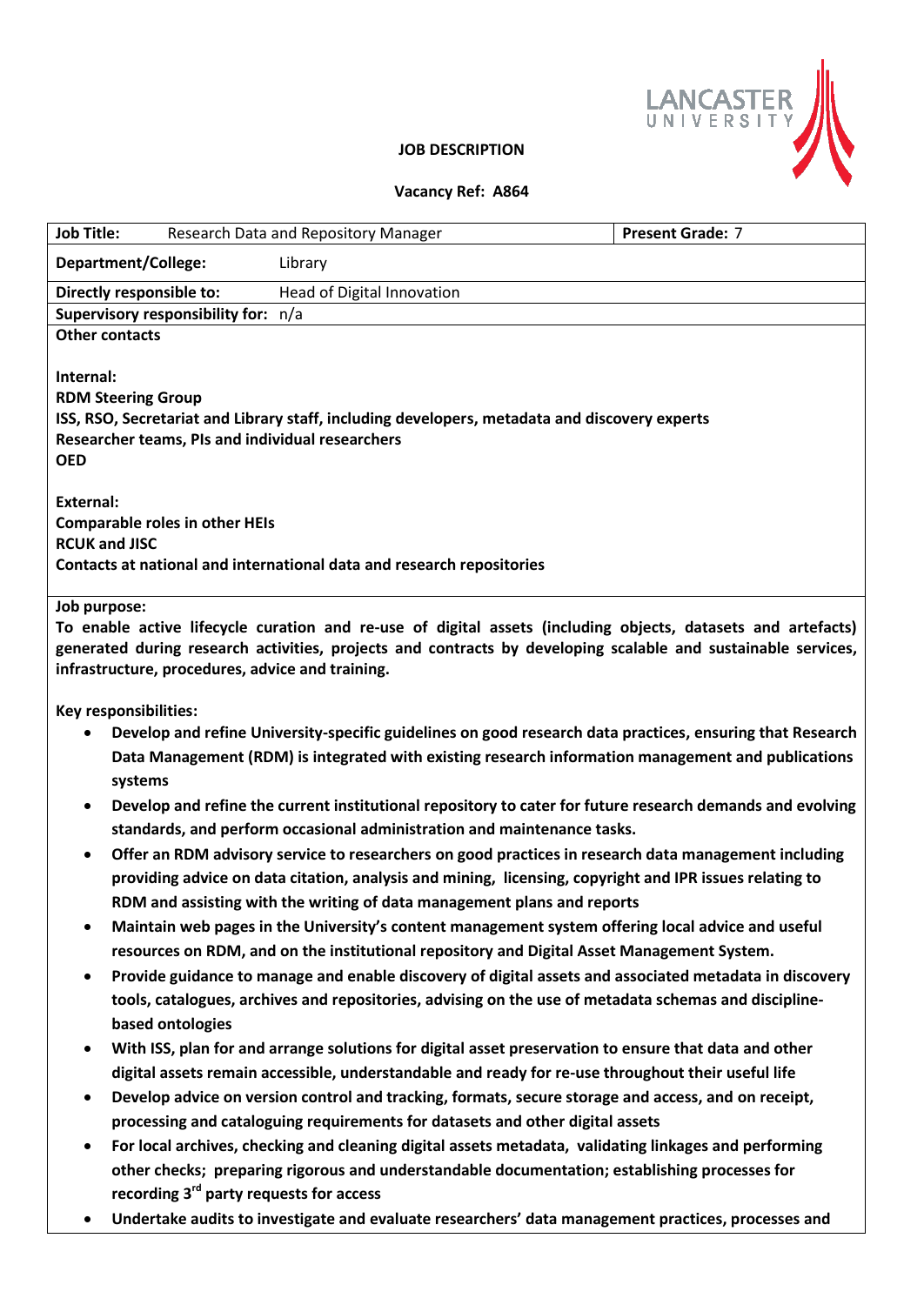**JOB DESCRIPTION**

**Vacancy Ref: A864**

| **Job Title:** Research Data and Repository Manager | **Present Grade:** 7 |
|---|---|
| **Department/College:** Library | |
| **Directly responsible to:** Head of Digital Innovation | |
| **Supervisory responsibility for:** n/a | |

**Other contacts**

**Internal:**
**RDM Steering Group**
**ISS, RSO, Secretariat and Library staff, including developers, metadata and discovery experts**
**Researcher teams, PIs and individual researchers**
**OED**

**External:**
**Comparable roles in other HEIs**
**RCUK and JISC**
**Contacts at national and international data and research repositories**

**Job purpose:**

**To enable active lifecycle curation and re-use of digital assets (including objects, datasets and artefacts) generated during research activities, projects and contracts by developing scalable and sustainable services, infrastructure, procedures, advice and training.**

**Key responsibilities:**

- **Develop and refine University-specific guidelines on good research data practices, ensuring that Research Data Management (RDM) is integrated with existing research information management and publications systems**
- **Develop and refine the current institutional repository to cater for future research demands and evolving standards, and perform occasional administration and maintenance tasks.**
- **Offer an RDM advisory service to researchers on good practices in research data management including providing advice on data citation, analysis and mining, licensing, copyright and IPR issues relating to RDM and assisting with the writing of data management plans and reports**
- **Maintain web pages in the University's content management system offering local advice and useful resources on RDM, and on the institutional repository and Digital Asset Management System.**
- **Provide guidance to manage and enable discovery of digital assets and associated metadata in discovery tools, catalogues, archives and repositories, advising on the use of metadata schemas and discipline-based ontologies**
- **With ISS, plan for and arrange solutions for digital asset preservation to ensure that data and other digital assets remain accessible, understandable and ready for re-use throughout their useful life**
- **Develop advice on version control and tracking, formats, secure storage and access, and on receipt, processing and cataloguing requirements for datasets and other digital assets**
- **For local archives, checking and cleaning digital assets metadata, validating linkages and performing other checks; preparing rigorous and understandable documentation; establishing processes for recording 3rd party requests for access**
- **Undertake audits to investigate and evaluate researchers' data management practices, processes and**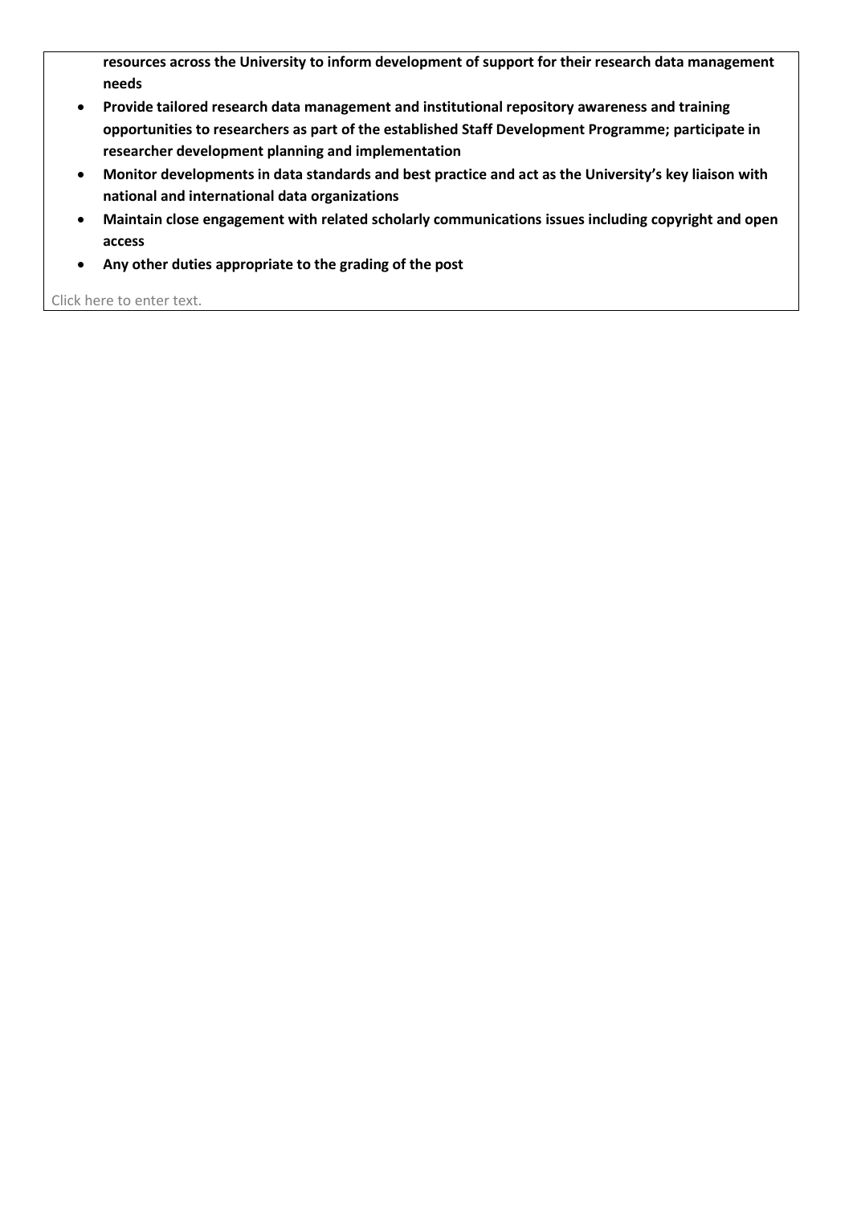**resources across the University to inform development of support for their research data management needs**

- **Provide tailored research data management and institutional repository awareness and training opportunities to researchers as part of the established Staff Development Programme; participate in researcher development planning and implementation**
- **Monitor developments in data standards and best practice and act as the University's key liaison with national and international data organizations**
- **Maintain close engagement with related scholarly communications issues including copyright and open access**
- **Any other duties appropriate to the grading of the post**

Click here to enter text.